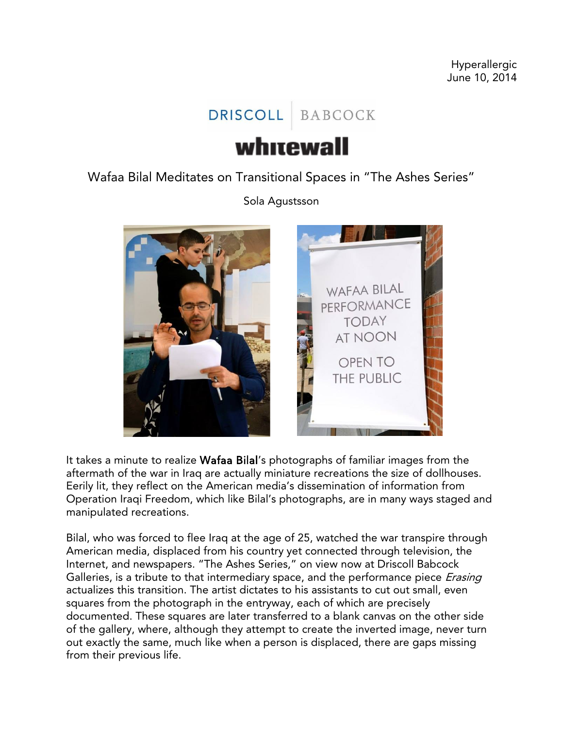Hyperallergic
June 10, 2014

DRISCOLL | BABCOCK

whitewall

# Wafaa Bilal Meditates on Transitional Spaces in "The Ashes Series"

Sola Agustsson

It takes a minute to realize **Wafaa Bilal**'s photographs of familiar images from the aftermath of the war in Iraq are actually miniature recreations the size of dollhouses. Eerily lit, they reflect on the American media's dissemination of information from Operation Iraqi Freedom, which like Bilal's photographs, are in many ways staged and manipulated recreations.

Bilal, who was forced to flee Iraq at the age of 25, watched the war transpire through American media, displaced from his country yet connected through television, the Internet, and newspapers. "The Ashes Series," on view now at Driscoll Babcock Galleries, is a tribute to that intermediary space, and the performance piece *Erasing* actualizes this transition. The artist dictates to his assistants to cut out small, even squares from the photograph in the entryway, each of which are precisely documented. These squares are later transferred to a blank canvas on the other side of the gallery, where, although they attempt to create the inverted image, never turn out exactly the same, much like when a person is displaced, there are gaps missing from their previous life.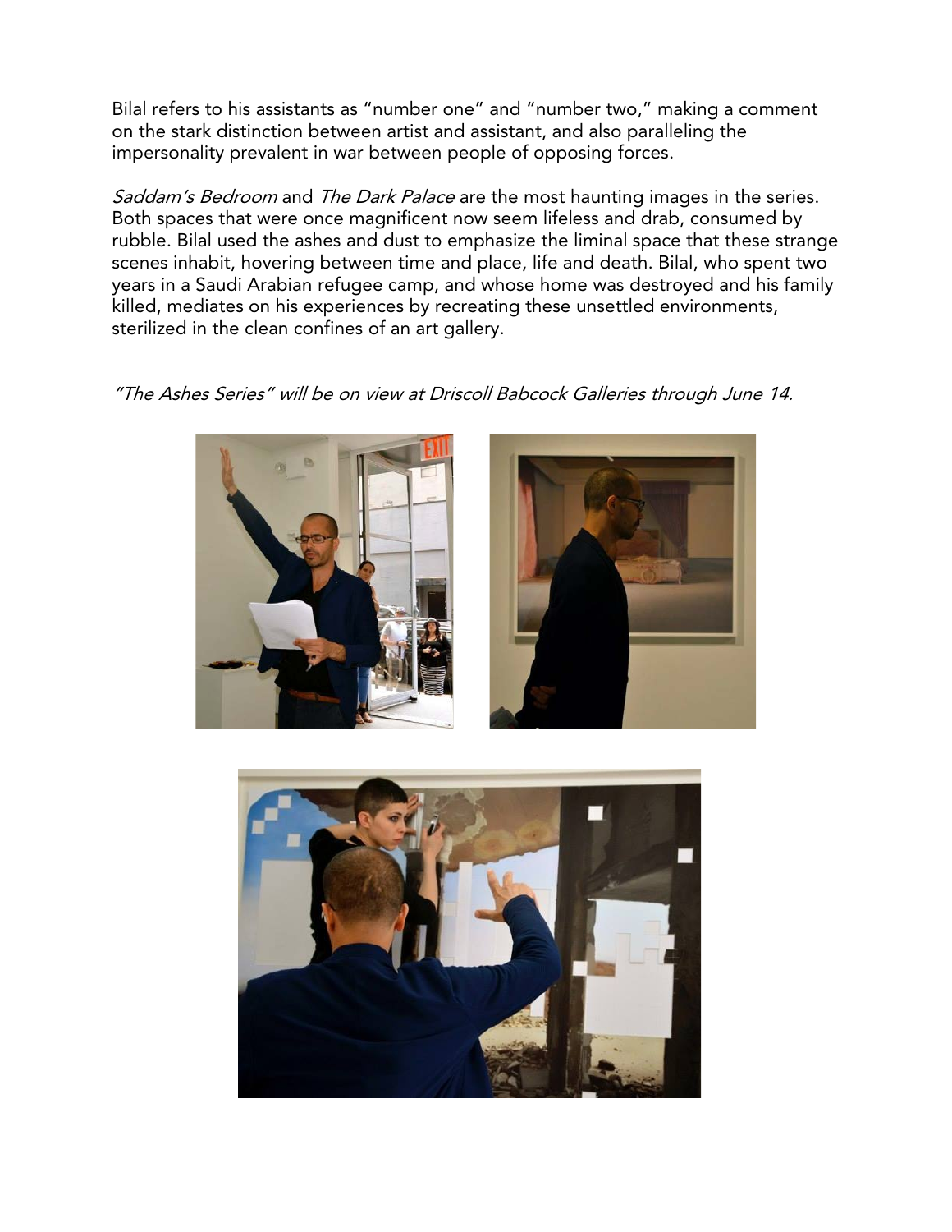Bilal refers to his assistants as "number one" and "number two," making a comment on the stark distinction between artist and assistant, and also paralleling the impersonality prevalent in war between people of opposing forces.

*Saddam's Bedroom* and *The Dark Palace* are the most haunting images in the series. Both spaces that were once magnificent now seem lifeless and drab, consumed by rubble. Bilal used the ashes and dust to emphasize the liminal space that these strange scenes inhabit, hovering between time and place, life and death. Bilal, who spent two years in a Saudi Arabian refugee camp, and whose home was destroyed and his family killed, mediates on his experiences by recreating these unsettled environments, sterilized in the clean confines of an art gallery.

*"The Ashes Series" will be on view at Driscoll Babcock Galleries through June 14.*